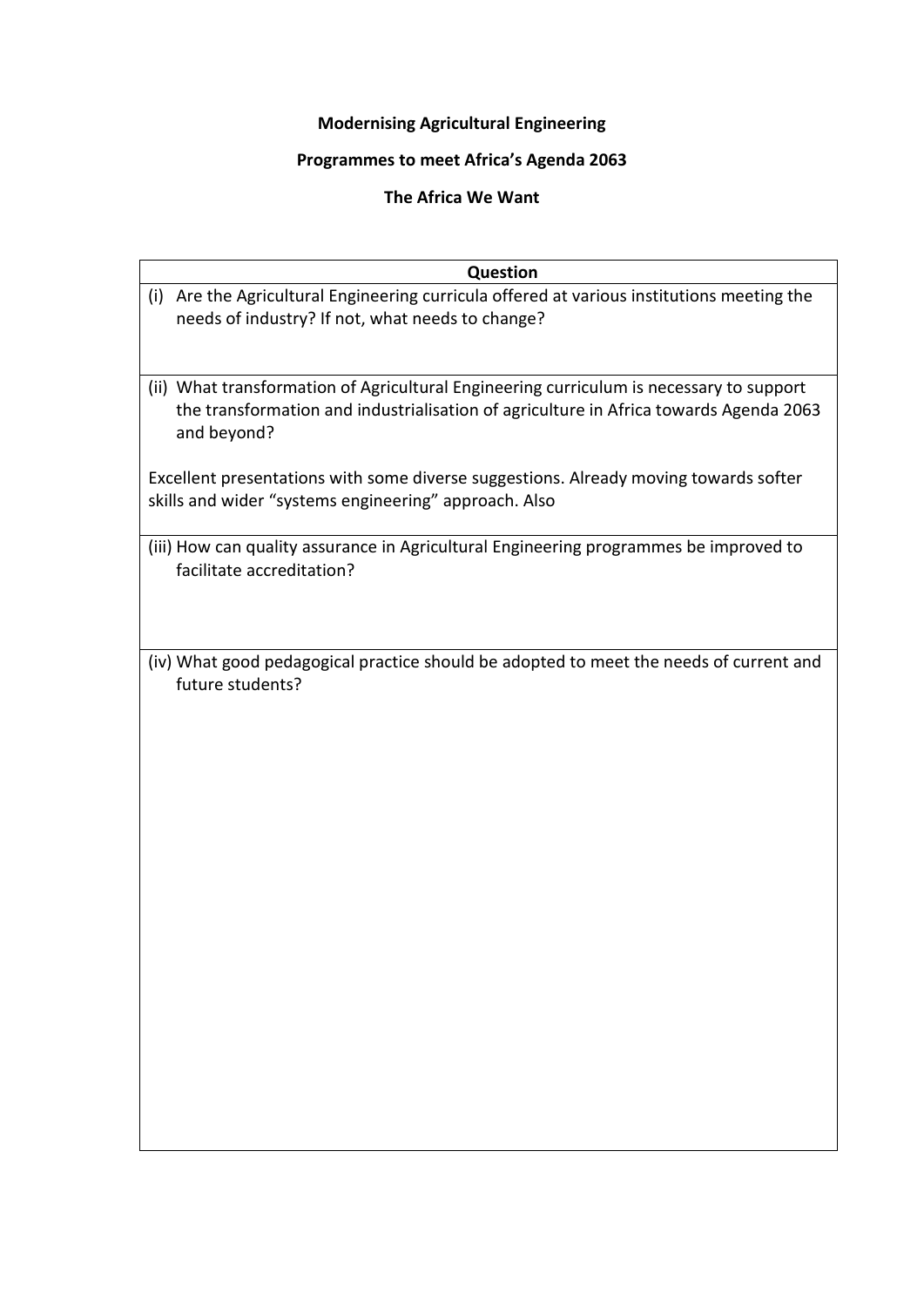**Modernising Agricultural Engineering**

**Programmes to meet Africa's Agenda 2063**

**The Africa We Want**

| **Question** |
| --- |
| (i) Are the Agricultural Engineering curricula offered at various institutions meeting the needs of industry? If not, what needs to change? |
| (ii) What transformation of Agricultural Engineering curriculum is necessary to support the transformation and industrialisation of agriculture in Africa towards Agenda 2063 and beyond?<br><br>Excellent presentations with some diverse suggestions. Already moving towards softer skills and wider "systems engineering" approach. Also |
| (iii) How can quality assurance in Agricultural Engineering programmes be improved to facilitate accreditation? |
| (iv) What good pedagogical practice should be adopted to meet the needs of current and future students? |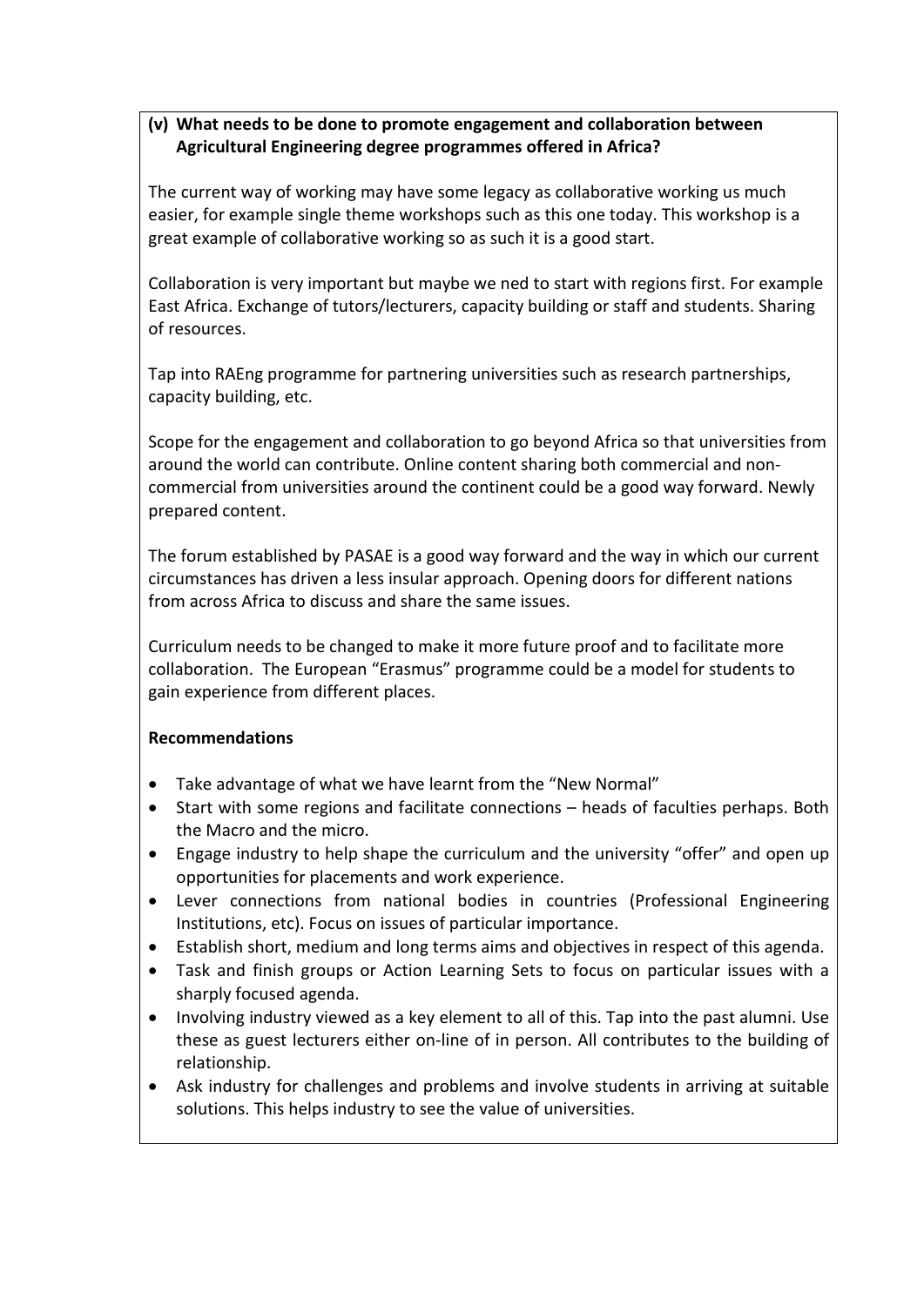**(v) What needs to be done to promote engagement and collaboration between Agricultural Engineering degree programmes offered in Africa?**

The current way of working may have some legacy as collaborative working us much easier, for example single theme workshops such as this one today. This workshop is a great example of collaborative working so as such it is a good start.

Collaboration is very important but maybe we ned to start with regions first. For example East Africa. Exchange of tutors/lecturers, capacity building or staff and students. Sharing of resources.

Tap into RAEng programme for partnering universities such as research partnerships, capacity building, etc.

Scope for the engagement and collaboration to go beyond Africa so that universities from around the world can contribute. Online content sharing both commercial and non-commercial from universities around the continent could be a good way forward. Newly prepared content.

The forum established by PASAE is a good way forward and the way in which our current circumstances has driven a less insular approach. Opening doors for different nations from across Africa to discuss and share the same issues.

Curriculum needs to be changed to make it more future proof and to facilitate more collaboration. The European "Erasmus" programme could be a model for students to gain experience from different places.

**Recommendations**

- Take advantage of what we have learnt from the "New Normal"
- Start with some regions and facilitate connections – heads of faculties perhaps. Both the Macro and the micro.
- Engage industry to help shape the curriculum and the university "offer" and open up opportunities for placements and work experience.
- Lever connections from national bodies in countries (Professional Engineering Institutions, etc). Focus on issues of particular importance.
- Establish short, medium and long terms aims and objectives in respect of this agenda.
- Task and finish groups or Action Learning Sets to focus on particular issues with a sharply focused agenda.
- Involving industry viewed as a key element to all of this. Tap into the past alumni. Use these as guest lecturers either on-line of in person. All contributes to the building of relationship.
- Ask industry for challenges and problems and involve students in arriving at suitable solutions. This helps industry to see the value of universities.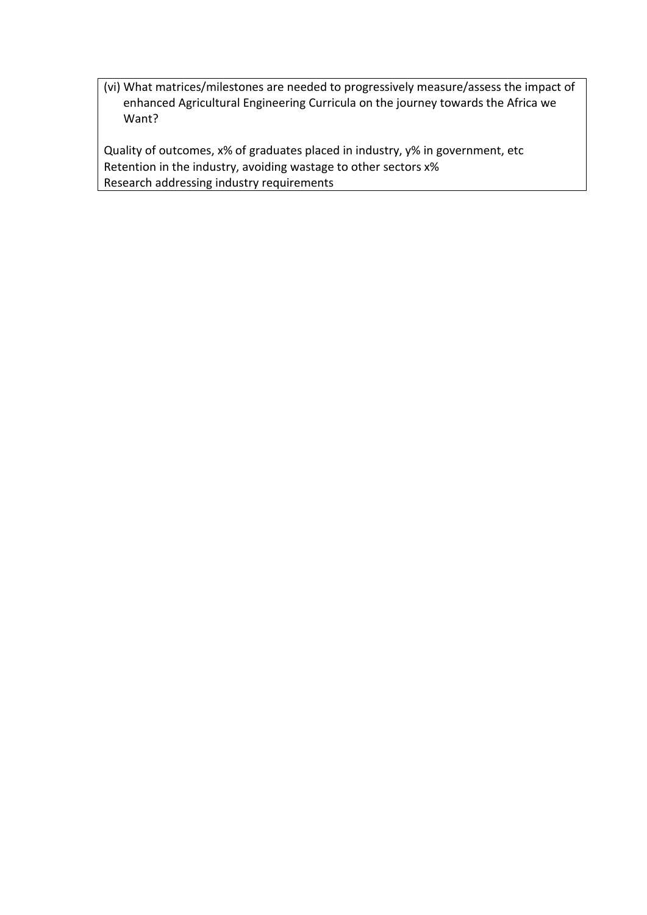(vi) What matrices/milestones are needed to progressively measure/assess the impact of enhanced Agricultural Engineering Curricula on the journey towards the Africa we Want?

Quality of outcomes, x% of graduates placed in industry, y% in government, etc
Retention in the industry, avoiding wastage to other sectors x%
Research addressing industry requirements